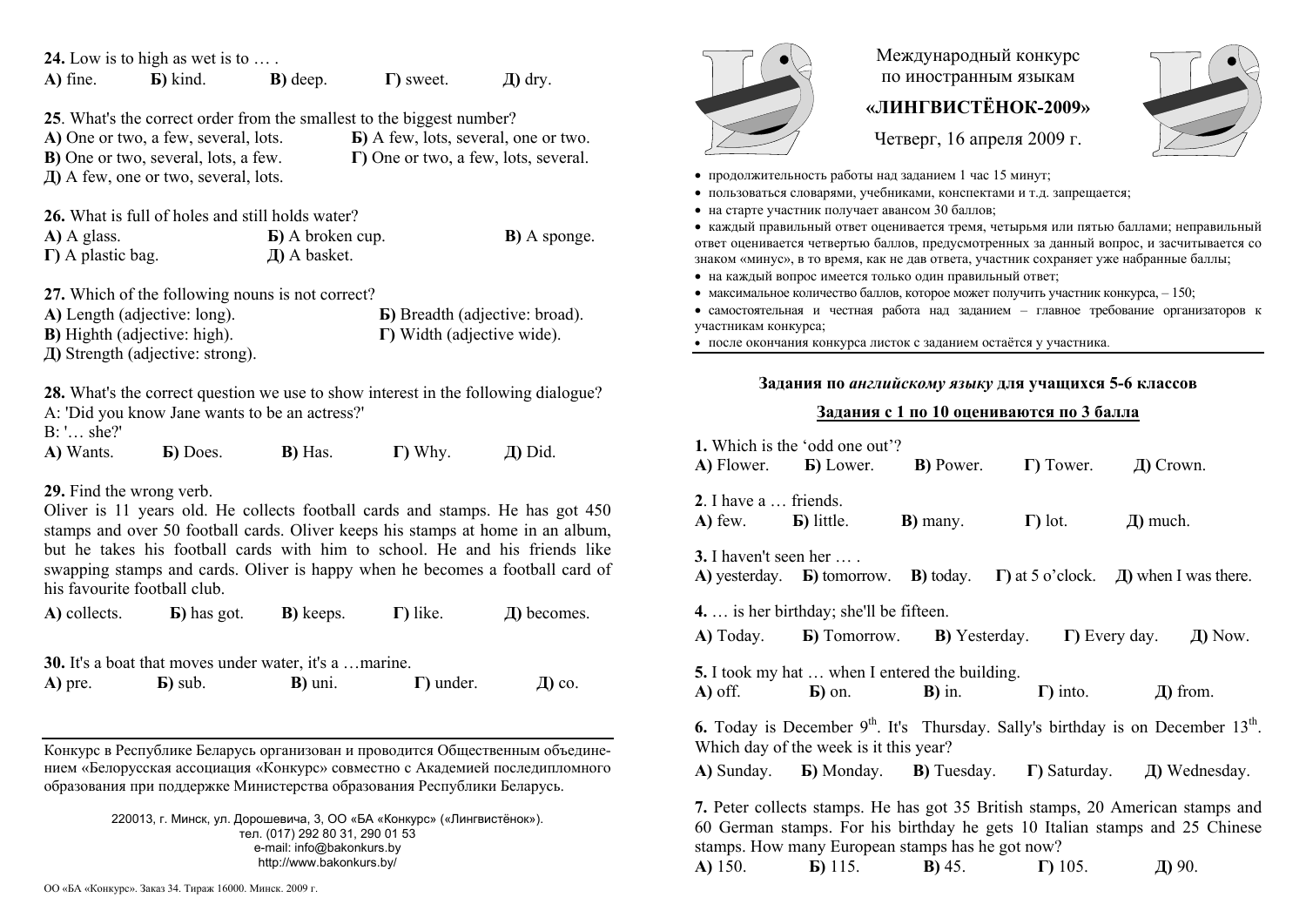# Международный конкурс по иностранным языкам

## «ЛИНГВИСТЁНОК-2009»

Четверг, 16 апреля 2009 г.

- продолжительность работы над заданием 1 час 15 минут;
- пользоваться словарями, учебниками, конспектами и т.д. запрещается;
- на старте участник получает авансом 30 баллов;
- каждый правильный ответ оценивается тремя, четырьмя или пятью баллами; неправильный ответ оценивается четвертью баллов, предусмотренных за данный вопрос, и засчитывается со знаком «минус», в то время, как не дав ответа, участник сохраняет уже набранные баллы;
- на каждый вопрос имеется только один правильный ответ;
- максимальное количество баллов, которое может получить участник конкурса, – 150;
- самостоятельная и честная работа над заданием – главное требование организаторов к участникам конкурса;
- после окончания конкурса листок с заданием остаётся у участника.

**Задания по *английскому языку* для учащихся 5-6 классов**

**Задания с 1 по 10 оцениваются по 3 балла**

**1.** Which is the 'odd one out'?
**А)** Flower. **Б)** Lower. **В)** Power. **Г)** Tower. **Д)** Crown.

**2**. I have a … friends.
**А)** few. **Б)** little. **В)** many. **Г)** lot. **Д)** much.

**3.** I haven't seen her … .
**А)** yesterday. **Б)** tomorrow. **В)** today. **Г)** at 5 o'clock. **Д)** when I was there.

**4.** … is her birthday; she'll be fifteen.
**А)** Today. **Б)** Tomorrow. **В)** Yesterday. **Г)** Every day. **Д)** Now.

**5.** I took my hat … when I entered the building.
**А)** off. **Б)** on. **В)** in. **Г)** into. **Д)** from.

**6.** Today is December 9th. It's Thursday. Sally's birthday is on December 13th. Which day of the week is it this year?
**А)** Sunday. **Б)** Monday. **В)** Tuesday. **Г)** Saturday. **Д)** Wednesday.

**7.** Peter collects stamps. He has got 35 British stamps, 20 American stamps and 60 German stamps. For his birthday he gets 10 Italian stamps and 25 Chinese stamps. How many European stamps has he got now?
**А)** 150. **Б)** 115. **В)** 45. **Г)** 105. **Д)** 90.

**24.** Low is to high as wet is to … .
**А)** fine. **Б)** kind. **В)** deep. **Г)** sweet. **Д)** dry.

**25**. What's the correct order from the smallest to the biggest number?
**А)** One or two, a few, several, lots.
**Б)** A few, lots, several, one or two.
**В)** One or two, several, lots, a few.
**Г)** One or two, a few, lots, several.
**Д)** A few, one or two, several, lots.

**26.** What is full of holes and still holds water?
**А)** A glass. **Б)** A broken cup. **В)** A sponge.
**Г)** A plastic bag. **Д)** A basket.

**27.** Which of the following nouns is not correct?
**А)** Length (adjective: long).
**Б)** Breadth (adjective: broad).
**В)** Highth (adjective: high).
**Г)** Width (adjective wide).
**Д)** Strength (adjective: strong).

**28.** What's the correct question we use to show interest in the following dialogue?
A: 'Did you know Jane wants to be an actress?'
B: '… she?'
**А)** Wants. **Б)** Does. **В)** Has. **Г)** Why. **Д)** Did.

**29.** Find the wrong verb.
Oliver is 11 years old. He collects football cards and stamps. He has got 450 stamps and over 50 football cards. Oliver keeps his stamps at home in an album, but he takes his football cards with him to school. He and his friends like swapping stamps and cards. Oliver is happy when he becomes a football card of his favourite football club.
**А)** collects. **Б)** has got. **В)** keeps. **Г)** like. **Д)** becomes.

**30.** It's a boat that moves under water, it's a …marine.
**А)** pre. **Б)** sub. **В)** uni. **Г)** under. **Д)** co.

---

Конкурс в Республике Беларусь организован и проводится Общественным объединением «Белорусская ассоциация «Конкурс» совместно с Академией последипломного образования при поддержке Министерства образования Республики Беларусь.

220013, г. Минск, ул. Дорошевича, 3, ОО «БА «Конкурс» («Лингвистёнок»).
тел. (017) 292 80 31, 290 01 53
e-mail: info@bakonkurs.by
http://www.bakonkurs.by/

ОО «БА «Конкурс». Заказ 34. Тираж 16000. Минск. 2009 г.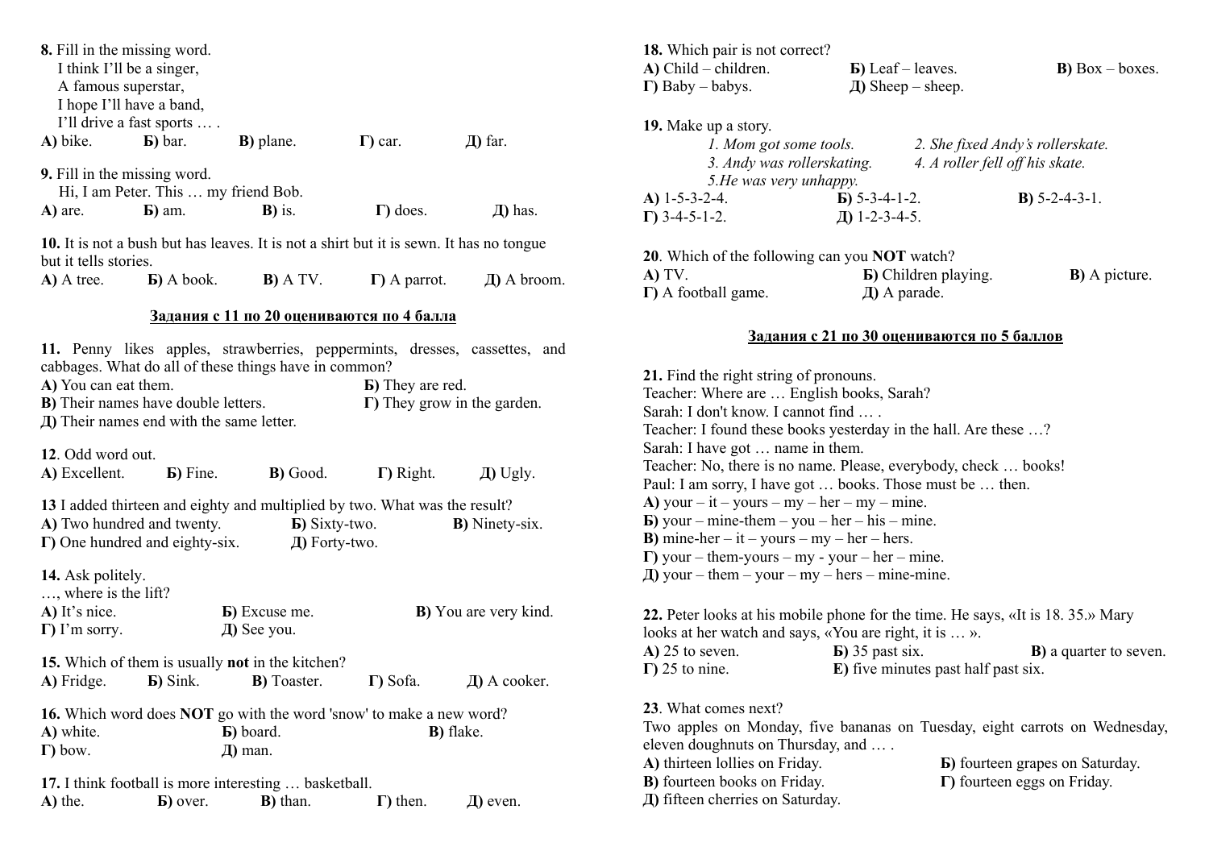**8.** Fill in the missing word.

I think I'll be a singer,
A famous superstar,
I hope I'll have a band,
I'll drive a fast sports … .

**А)** bike. **Б)** bar. **В)** plane. **Г)** car. **Д)** far.

**9.** Fill in the missing word.

Hi, I am Peter. This … my friend Bob.

**А)** are. **Б)** am. **В)** is. **Г)** does. **Д)** has.

**10.** It is not a bush but has leaves. It is not a shirt but it is sewn. It has no tongue but it tells stories.

**А)** A tree. **Б)** A book. **В)** A TV. **Г)** A parrot. **Д)** A broom.

**Задания с 11 по 20 оцениваются по 4 балла**

**11.** Penny likes apples, strawberries, peppermints, dresses, cassettes, and cabbages. What do all of these things have in common?

**А)** You can eat them. **Б)** They are red.
**В)** Their names have double letters. **Г)** They grow in the garden.
**Д)** Their names end with the same letter.

**12**. Odd word out.

**А)** Excellent. **Б)** Fine. **В)** Good. **Г)** Right. **Д)** Ugly.

**13** I added thirteen and eighty and multiplied by two. What was the result?

**А)** Two hundred and twenty. **Б)** Sixty-two. **В)** Ninety-six.
**Г)** One hundred and eighty-six. **Д)** Forty-two.

**14.** Ask politely.

…, where is the lift?

**А)** It's nice. **Б)** Excuse me. **В)** You are very kind.
**Г)** I'm sorry. **Д)** See you.

**15.** Which of them is usually **not** in the kitchen?

**А)** Fridge. **Б)** Sink. **В)** Toaster. **Г)** Sofa. **Д)** A cooker.

**16.** Which word does **NOT** go with the word 'snow' to make a new word?

**А)** white. **Б)** board. **В)** flake.
**Г)** bow. **Д)** man.

**17.** I think football is more interesting … basketball.

**А)** the. **Б)** over. **В)** than. **Г)** then. **Д)** even.

**18.** Which pair is not correct?

**А)** Child – children. **Б)** Leaf – leaves. **В)** Box – boxes.
**Г)** Baby – babys. **Д)** Sheep – sheep.

**19.** Make up a story.

*1. Mom got some tools.* *2. She fixed Andy's rollerskate.*
*3. Andy was rollerskating.* *4. A roller fell off his skate.*
*5.He was very unhappy.*

**А)** 1-5-3-2-4. **Б)** 5-3-4-1-2. **В)** 5-2-4-3-1.
**Г)** 3-4-5-1-2. **Д)** 1-2-3-4-5.

**20**. Which of the following can you **NOT** watch?

**А)** TV. **Б)** Children playing. **В)** A picture.
**Г)** A football game. **Д)** A parade.

**Задания с 21 по 30 оцениваются по 5 баллов**

**21.** Find the right string of pronouns.

Teacher: Where are … English books, Sarah?
Sarah: I don't know. I cannot find … .
Teacher: I found these books yesterday in the hall. Are these …?
Sarah: I have got … name in them.
Teacher: No, there is no name. Please, everybody, check … books!
Paul: I am sorry, I have got … books. Those must be … then.

**А)** your – it – yours – my – her – my – mine.
**Б)** your – mine-them – you – her – his – mine.
**В)** mine-her – it – yours – my – her – hers.
**Г)** your – them-yours – my - your – her – mine.
**Д)** your – them – your – my – hers – mine-mine.

**22.** Peter looks at his mobile phone for the time. He says, «It is 18. 35.» Mary looks at her watch and says, «You are right, it is … ».

**А)** 25 to seven. **Б)** 35 past six. **В)** a quarter to seven.
**Г)** 25 to nine. **Е)** five minutes past half past six.

**23**. What comes next?

Two apples on Monday, five bananas on Tuesday, eight carrots on Wednesday, eleven doughnuts on Thursday, and … .

**А)** thirteen lollies on Friday. **Б)** fourteen grapes on Saturday.
**В)** fourteen books on Friday. **Г)** fourteen eggs on Friday.
**Д)** fifteen cherries on Saturday.